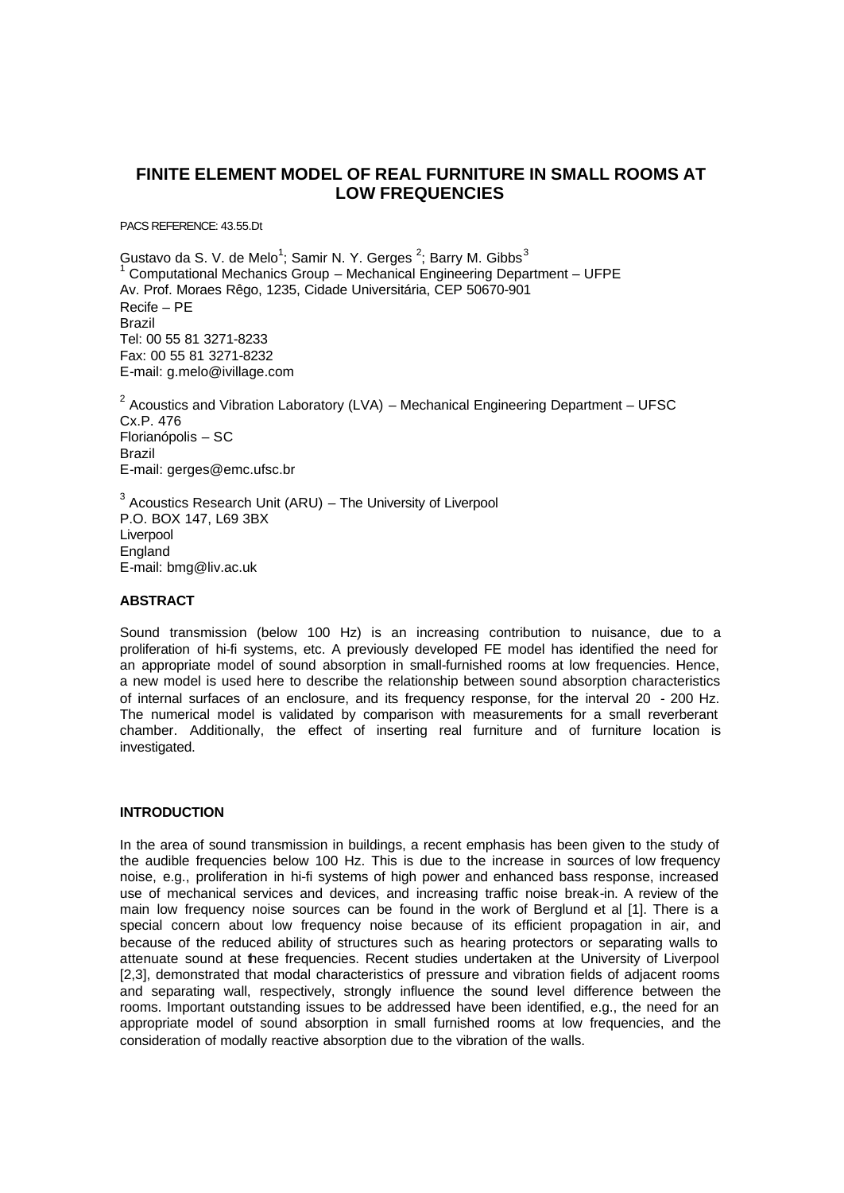# FINITE ELEMENT MODEL OF REAL FURNITURE IN SMALL ROOMS AT LOW FREQUENCIES

PACS REFERENCE: 43.55.Dt

Gustavo da S. V. de Melo[1]; Samir N. Y. Gerges [2]; Barry M. Gibbs[3]
[1] Computational Mechanics Group – Mechanical Engineering Department – UFPE
Av. Prof. Moraes Rêgo, 1235, Cidade Universitária, CEP 50670-901
Recife – PE
Brazil
Tel: 00 55 81 3271-8233
Fax: 00 55 81 3271-8232
E-mail: g.melo@ivillage.com

[2] Acoustics and Vibration Laboratory (LVA) – Mechanical Engineering Department – UFSC
Cx.P. 476
Florianópolis – SC
Brazil
E-mail: gerges@emc.ufsc.br

[3] Acoustics Research Unit (ARU) – The University of Liverpool
P.O. BOX 147, L69 3BX
Liverpool
England
E-mail: bmg@liv.ac.uk

### ABSTRACT

Sound transmission (below 100 Hz) is an increasing contribution to nuisance, due to a proliferation of hi-fi systems, etc. A previously developed FE model has identified the need for an appropriate model of sound absorption in small-furnished rooms at low frequencies. Hence, a new model is used here to describe the relationship between sound absorption characteristics of internal surfaces of an enclosure, and its frequency response, for the interval 20 - 200 Hz. The numerical model is validated by comparison with measurements for a small reverberant chamber. Additionally, the effect of inserting real furniture and of furniture location is investigated.

### INTRODUCTION

In the area of sound transmission in buildings, a recent emphasis has been given to the study of the audible frequencies below 100 Hz. This is due to the increase in sources of low frequency noise, e.g., proliferation in hi-fi systems of high power and enhanced bass response, increased use of mechanical services and devices, and increasing traffic noise break-in. A review of the main low frequency noise sources can be found in the work of Berglund et al [1]. There is a special concern about low frequency noise because of its efficient propagation in air, and because of the reduced ability of structures such as hearing protectors or separating walls to attenuate sound at these frequencies. Recent studies undertaken at the University of Liverpool [2,3], demonstrated that modal characteristics of pressure and vibration fields of adjacent rooms and separating wall, respectively, strongly influence the sound level difference between the rooms. Important outstanding issues to be addressed have been identified, e.g., the need for an appropriate model of sound absorption in small furnished rooms at low frequencies, and the consideration of modally reactive absorption due to the vibration of the walls.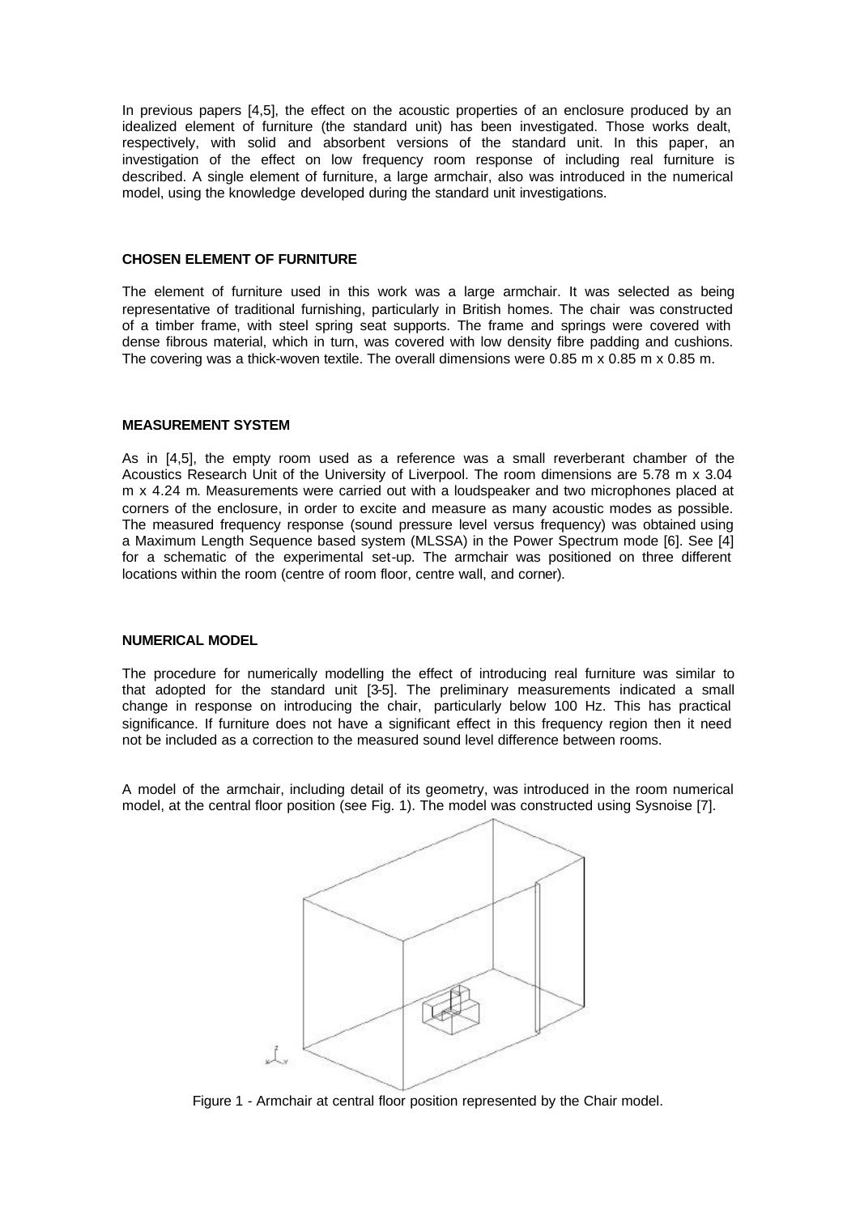In previous papers [4,5], the effect on the acoustic properties of an enclosure produced by an idealized element of furniture (the standard unit) has been investigated. Those works dealt, respectively, with solid and absorbent versions of the standard unit. In this paper, an investigation of the effect on low frequency room response of including real furniture is described. A single element of furniture, a large armchair, also was introduced in the numerical model, using the knowledge developed during the standard unit investigations.

## CHOSEN ELEMENT OF FURNITURE

The element of furniture used in this work was a large armchair. It was selected as being representative of traditional furnishing, particularly in British homes. The chair was constructed of a timber frame, with steel spring seat supports. The frame and springs were covered with dense fibrous material, which in turn, was covered with low density fibre padding and cushions. The covering was a thick-woven textile. The overall dimensions were 0.85 m x 0.85 m x 0.85 m.

## MEASUREMENT SYSTEM

As in [4,5], the empty room used as a reference was a small reverberant chamber of the Acoustics Research Unit of the University of Liverpool. The room dimensions are 5.78 m x 3.04 m x 4.24 m. Measurements were carried out with a loudspeaker and two microphones placed at corners of the enclosure, in order to excite and measure as many acoustic modes as possible. The measured frequency response (sound pressure level versus frequency) was obtained using a Maximum Length Sequence based system (MLSSA) in the Power Spectrum mode [6]. See [4] for a schematic of the experimental set-up. The armchair was positioned on three different locations within the room (centre of room floor, centre wall, and corner).

## NUMERICAL MODEL

The procedure for numerically modelling the effect of introducing real furniture was similar to that adopted for the standard unit [3-5]. The preliminary measurements indicated a small change in response on introducing the chair, particularly below 100 Hz. This has practical significance. If furniture does not have a significant effect in this frequency region then it need not be included as a correction to the measured sound level difference between rooms.

A model of the armchair, including detail of its geometry, was introduced in the room numerical model, at the central floor position (see Fig. 1). The model was constructed using Sysnoise [7].

Figure 1 - Armchair at central floor position represented by the Chair model.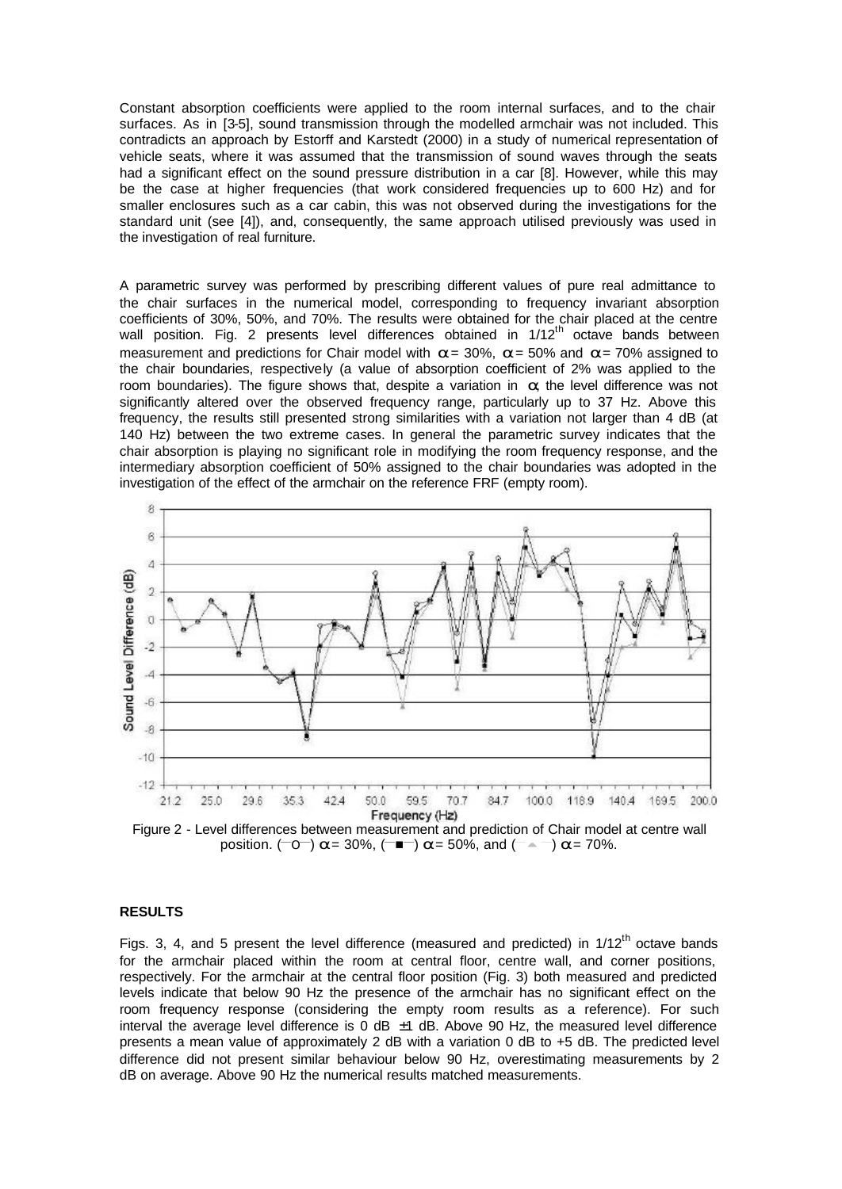Constant absorption coefficients were applied to the room internal surfaces, and to the chair surfaces. As in [3-5], sound transmission through the modelled armchair was not included. This contradicts an approach by Estorff and Karstedt (2000) in a study of numerical representation of vehicle seats, where it was assumed that the transmission of sound waves through the seats had a significant effect on the sound pressure distribution in a car [8]. However, while this may be the case at higher frequencies (that work considered frequencies up to 600 Hz) and for smaller enclosures such as a car cabin, this was not observed during the investigations for the standard unit (see [4]), and, consequently, the same approach utilised previously was used in the investigation of real furniture.

A parametric survey was performed by prescribing different values of pure real admittance to the chair surfaces in the numerical model, corresponding to frequency invariant absorption coefficients of 30%, 50%, and 70%. The results were obtained for the chair placed at the centre wall position. Fig. 2 presents level differences obtained in 1/12[th] octave bands between measurement and predictions for Chair model with $\alpha = 30\%$, $\alpha = 50\%$ and $\alpha = 70\%$ assigned to the chair boundaries, respectively (a value of absorption coefficient of 2% was applied to the room boundaries). The figure shows that, despite a variation in $\alpha$, the level difference was not significantly altered over the observed frequency range, particularly up to 37 Hz. Above this frequency, the results still presented strong similarities with a variation not larger than 4 dB (at 140 Hz) between the two extreme cases. In general the parametric survey indicates that the chair absorption is playing no significant role in modifying the room frequency response, and the intermediary absorption coefficient of 50% assigned to the chair boundaries was adopted in the investigation of the effect of the armchair on the reference FRF (empty room).

Figure 2 - Level differences between measurement and prediction of Chair model at centre wall position. (—o—) $\alpha = 30\%$, (—■—) $\alpha = 50\%$, and (—▲—) $\alpha = 70\%$.

**RESULTS**

Figs. 3, 4, and 5 present the level difference (measured and predicted) in 1/12[th] octave bands for the armchair placed within the room at central floor, centre wall, and corner positions, respectively. For the armchair at the central floor position (Fig. 3) both measured and predicted levels indicate that below 90 Hz the presence of the armchair has no significant effect on the room frequency response (considering the empty room results as a reference). For such interval the average level difference is 0 dB ±1 dB. Above 90 Hz, the measured level difference presents a mean value of approximately 2 dB with a variation 0 dB to +5 dB. The predicted level difference did not present similar behaviour below 90 Hz, overestimating measurements by 2 dB on average. Above 90 Hz the numerical results matched measurements.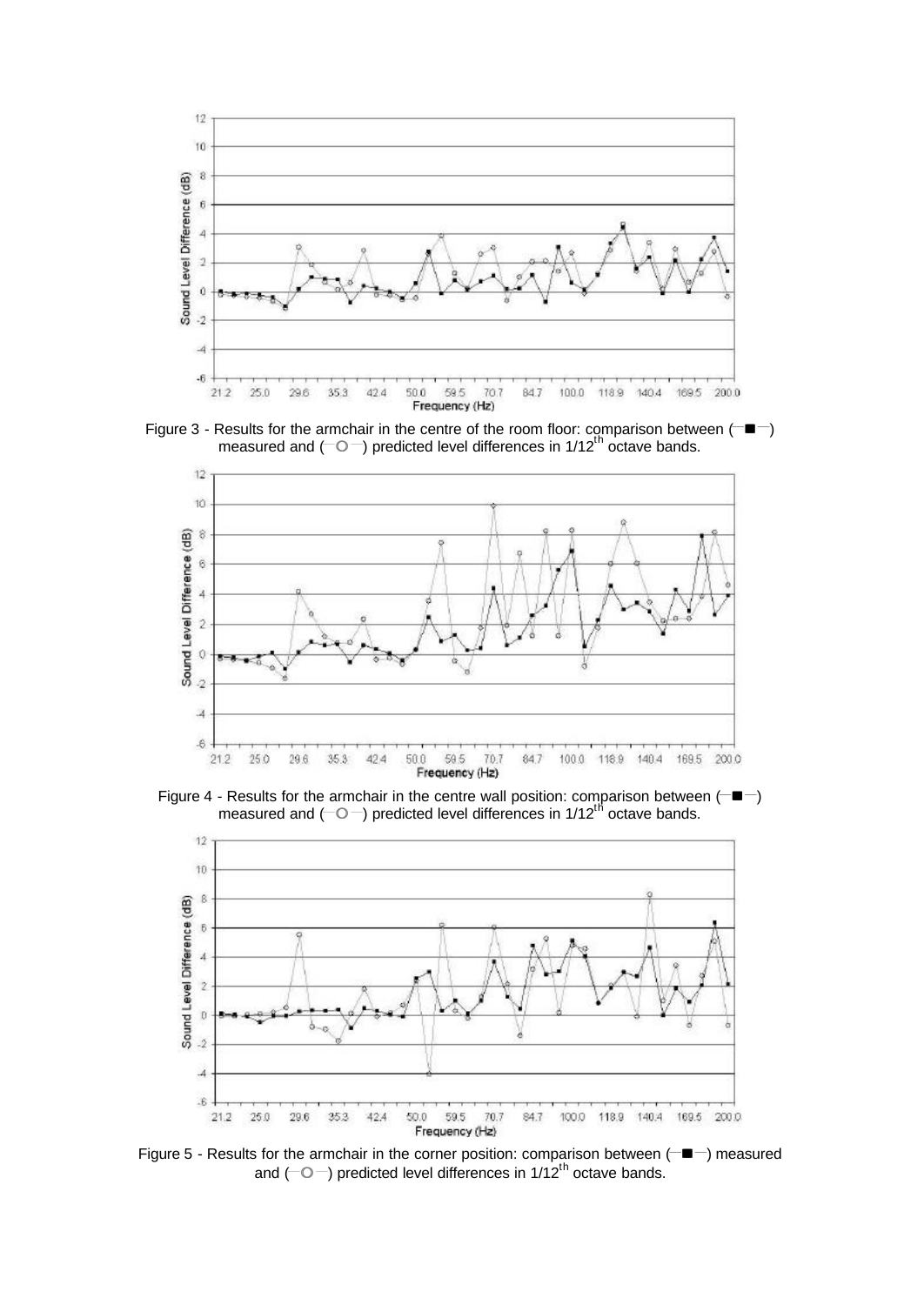Figure 3 - Results for the armchair in the centre of the room floor: comparison between (—■—) measured and (—O—) predicted level differences in 1/12[th] octave bands.

Figure 4 - Results for the armchair in the centre wall position: comparison between (—■—) measured and (—O—) predicted level differences in 1/12[th] octave bands.

Figure 5 - Results for the armchair in the corner position: comparison between (—■—) measured and (—O—) predicted level differences in 1/12[th] octave bands.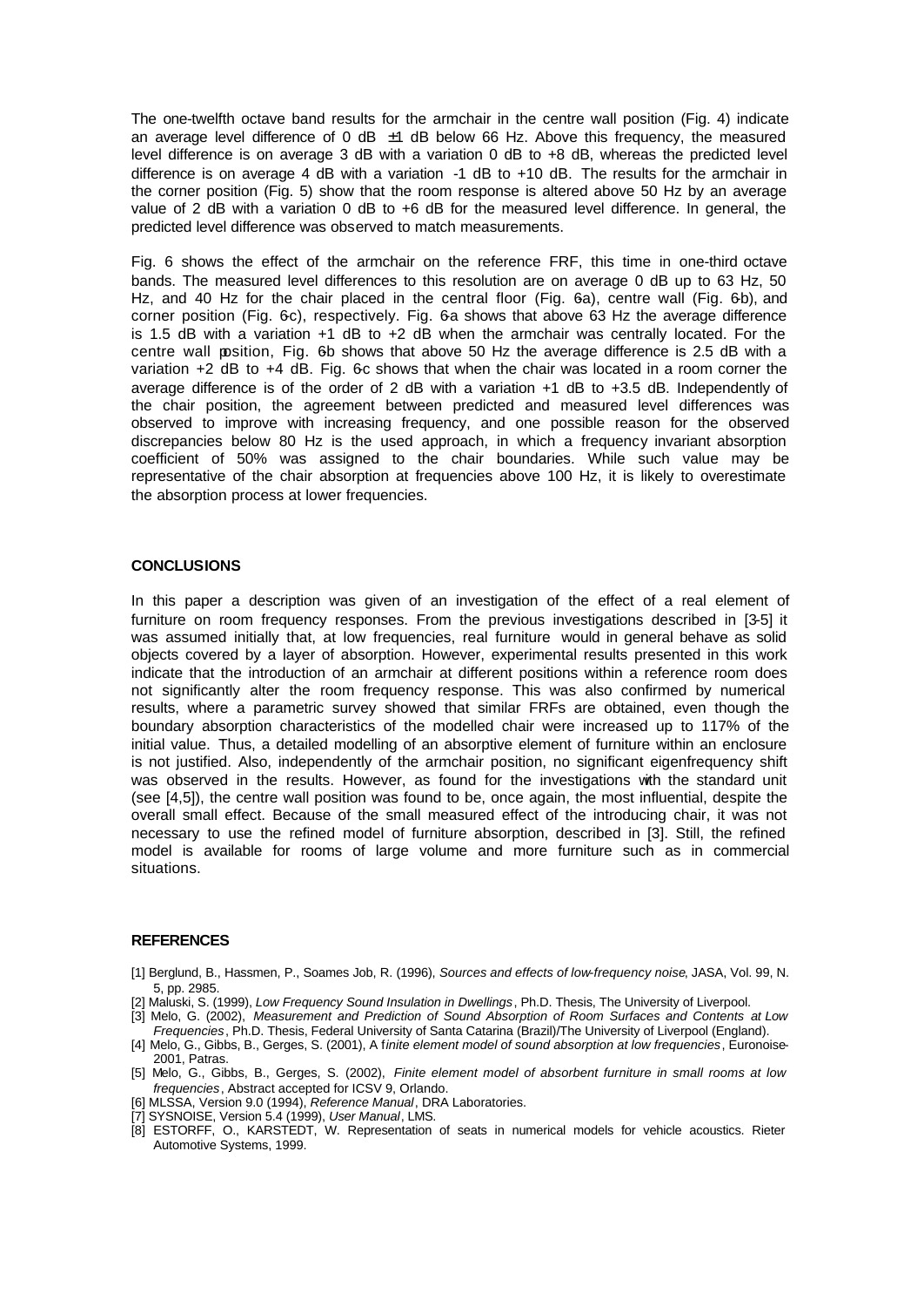The one-twelfth octave band results for the armchair in the centre wall position (Fig. 4) indicate an average level difference of 0 dB ±1 dB below 66 Hz. Above this frequency, the measured level difference is on average 3 dB with a variation 0 dB to +8 dB, whereas the predicted level difference is on average 4 dB with a variation -1 dB to +10 dB. The results for the armchair in the corner position (Fig. 5) show that the room response is altered above 50 Hz by an average value of 2 dB with a variation 0 dB to +6 dB for the measured level difference. In general, the predicted level difference was observed to match measurements.

Fig. 6 shows the effect of the armchair on the reference FRF, this time in one-third octave bands. The measured level differences to this resolution are on average 0 dB up to 63 Hz, 50 Hz, and 40 Hz for the chair placed in the central floor (Fig. 6a), centre wall (Fig. 6b), and corner position (Fig. 6c), respectively. Fig. 6a shows that above 63 Hz the average difference is 1.5 dB with a variation +1 dB to +2 dB when the armchair was centrally located. For the centre wall position, Fig. 6b shows that above 50 Hz the average difference is 2.5 dB with a variation +2 dB to +4 dB. Fig. 6c shows that when the chair was located in a room corner the average difference is of the order of 2 dB with a variation +1 dB to +3.5 dB. Independently of the chair position, the agreement between predicted and measured level differences was observed to improve with increasing frequency, and one possible reason for the observed discrepancies below 80 Hz is the used approach, in which a frequency invariant absorption coefficient of 50% was assigned to the chair boundaries. While such value may be representative of the chair absorption at frequencies above 100 Hz, it is likely to overestimate the absorption process at lower frequencies.

## CONCLUSIONS

In this paper a description was given of an investigation of the effect of a real element of furniture on room frequency responses. From the previous investigations described in [3-5] it was assumed initially that, at low frequencies, real furniture would in general behave as solid objects covered by a layer of absorption. However, experimental results presented in this work indicate that the introduction of an armchair at different positions within a reference room does not significantly alter the room frequency response. This was also confirmed by numerical results, where a parametric survey showed that similar FRFs are obtained, even though the boundary absorption characteristics of the modelled chair were increased up to 117% of the initial value. Thus, a detailed modelling of an absorptive element of furniture within an enclosure is not justified. Also, independently of the armchair position, no significant eigenfrequency shift was observed in the results. However, as found for the investigations with the standard unit (see [4,5]), the centre wall position was found to be, once again, the most influential, despite the overall small effect. Because of the small measured effect of the introducing chair, it was not necessary to use the refined model of furniture absorption, described in [3]. Still, the refined model is available for rooms of large volume and more furniture such as in commercial situations.

## REFERENCES

[1] Berglund, B., Hassmen, P., Soames Job, R. (1996), *Sources and effects of low-frequency noise*, JASA, Vol. 99, N. 5, pp. 2985.

[2] Maluski, S. (1999), *Low Frequency Sound Insulation in Dwellings*, Ph.D. Thesis, The University of Liverpool.

[3] Melo, G. (2002), *Measurement and Prediction of Sound Absorption of Room Surfaces and Contents at Low Frequencies*, Ph.D. Thesis, Federal University of Santa Catarina (Brazil)/The University of Liverpool (England).

[4] Melo, G., Gibbs, B., Gerges, S. (2001), A *finite element model of sound absorption at low frequencies*, Euronoise-2001, Patras.

[5] Melo, G., Gibbs, B., Gerges, S. (2002), *Finite element model of absorbent furniture in small rooms at low frequencies*, Abstract accepted for ICSV 9, Orlando.

[6] MLSSA, Version 9.0 (1994), *Reference Manual*, DRA Laboratories.

[7] SYSNOISE, Version 5.4 (1999), *User Manual*, LMS.

[8] ESTORFF, O., KARSTEDT, W. Representation of seats in numerical models for vehicle acoustics. Rieter Automotive Systems, 1999.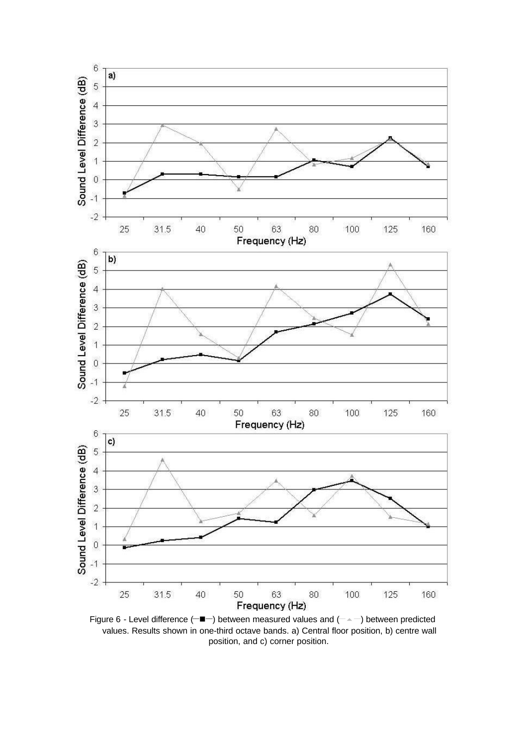a)

Sound Level Difference (dB)

6
5
4
3
2
1
0
-1
-2

25 31.5 40 50 63 80 100 125 160

Frequency (Hz)

b)

Sound Level Difference (dB)

6
5
4
3
2
1
0
-1
-2

25 31.5 40 50 63 80 100 125 160

Frequency (Hz)

c)

Sound Level Difference (dB)

6
5
4
3
2
1
0
-1
-2

25 31.5 40 50 63 80 100 125 160

Frequency (Hz)

Figure 6 - Level difference (—■—) between measured values and (—▲—) between predicted values. Results shown in one-third octave bands. a) Central floor position, b) centre wall position, and c) corner position.